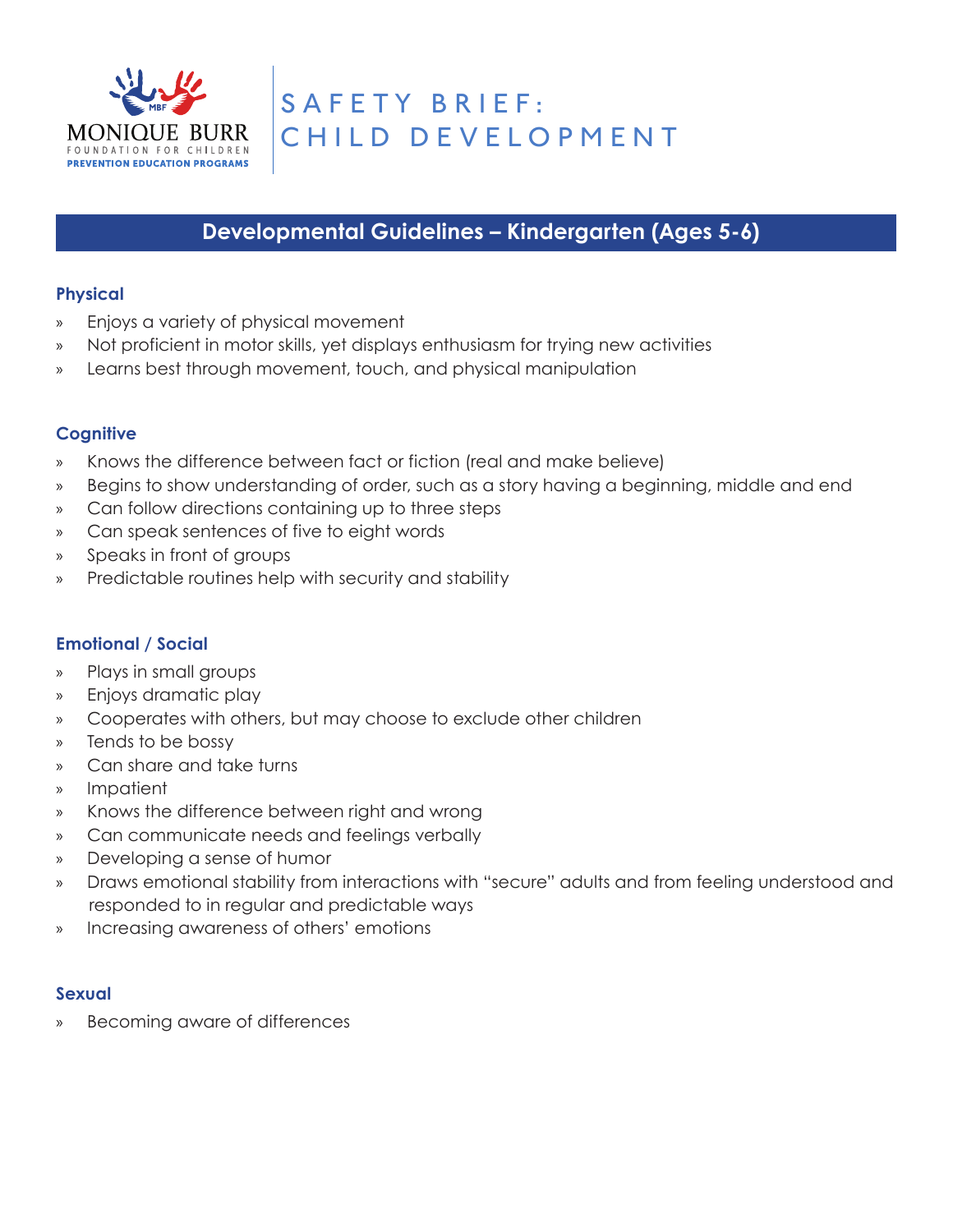MONIQUE BURR
FOUNDATION FOR CHILDREN
PREVENTION EDUCATION PROGRAMS

# SAFETY BRIEF: CHILD DEVELOPMENT

## Developmental Guidelines – Kindergarten (Ages 5-6)

### Physical

- Enjoys a variety of physical movement
- Not proficient in motor skills, yet displays enthusiasm for trying new activities
- Learns best through movement, touch, and physical manipulation

### Cognitive

- Knows the difference between fact or fiction (real and make believe)
- Begins to show understanding of order, such as a story having a beginning, middle and end
- Can follow directions containing up to three steps
- Can speak sentences of five to eight words
- Speaks in front of groups
- Predictable routines help with security and stability

### Emotional / Social

- Plays in small groups
- Enjoys dramatic play
- Cooperates with others, but may choose to exclude other children
- Tends to be bossy
- Can share and take turns
- Impatient
- Knows the difference between right and wrong
- Can communicate needs and feelings verbally
- Developing a sense of humor
- Draws emotional stability from interactions with "secure" adults and from feeling understood and responded to in regular and predictable ways
- Increasing awareness of others' emotions

### Sexual

- Becoming aware of differences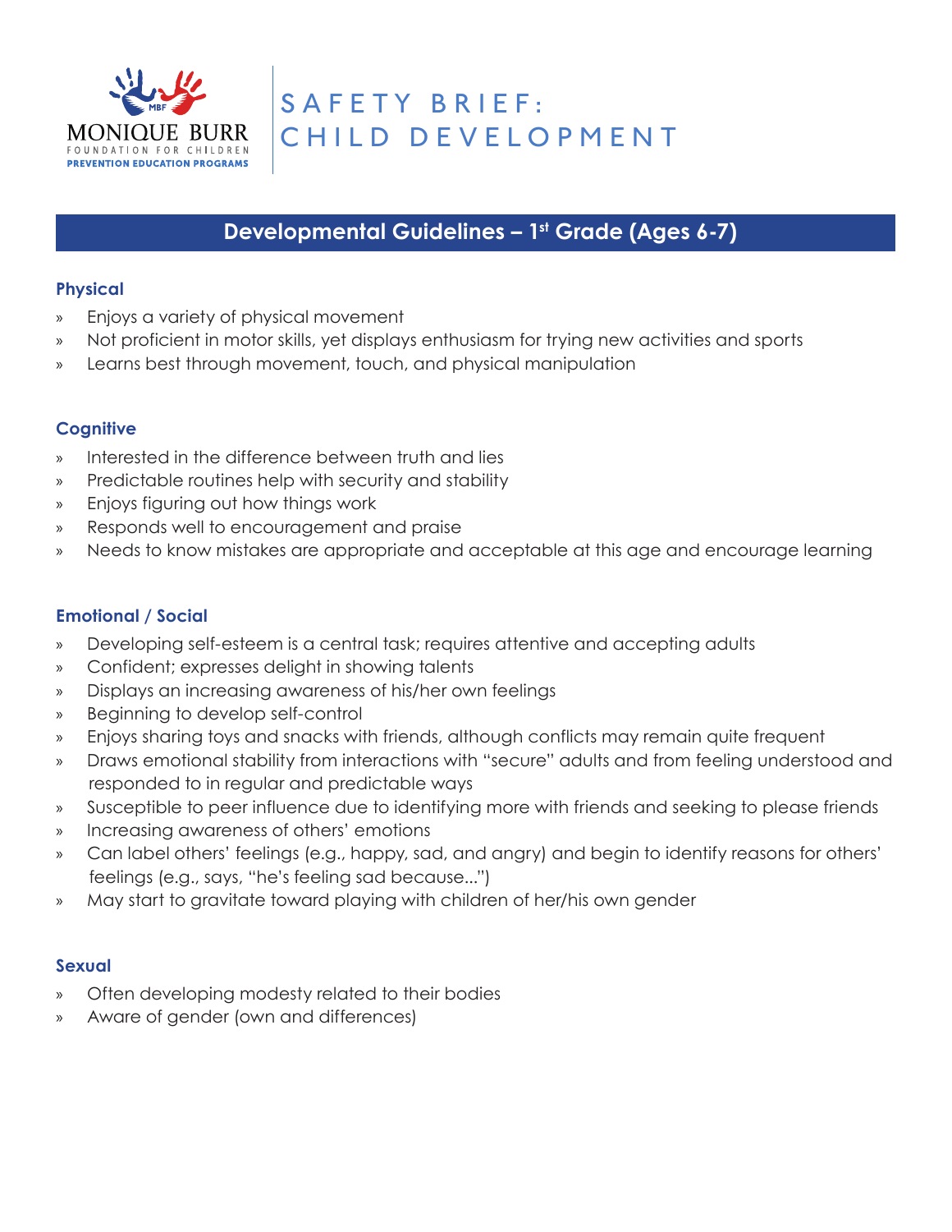# SAFETY BRIEF: CHILD DEVELOPMENT

## Developmental Guidelines – 1st Grade (Ages 6-7)

### Physical

- Enjoys a variety of physical movement
- Not proficient in motor skills, yet displays enthusiasm for trying new activities and sports
- Learns best through movement, touch, and physical manipulation

### Cognitive

- Interested in the difference between truth and lies
- Predictable routines help with security and stability
- Enjoys figuring out how things work
- Responds well to encouragement and praise
- Needs to know mistakes are appropriate and acceptable at this age and encourage learning

### Emotional / Social

- Developing self-esteem is a central task; requires attentive and accepting adults
- Confident; expresses delight in showing talents
- Displays an increasing awareness of his/her own feelings
- Beginning to develop self-control
- Enjoys sharing toys and snacks with friends, although conflicts may remain quite frequent
- Draws emotional stability from interactions with "secure" adults and from feeling understood and responded to in regular and predictable ways
- Susceptible to peer influence due to identifying more with friends and seeking to please friends
- Increasing awareness of others' emotions
- Can label others' feelings (e.g., happy, sad, and angry) and begin to identify reasons for others' feelings (e.g., says, "he's feeling sad because...")
- May start to gravitate toward playing with children of her/his own gender

### Sexual

- Often developing modesty related to their bodies
- Aware of gender (own and differences)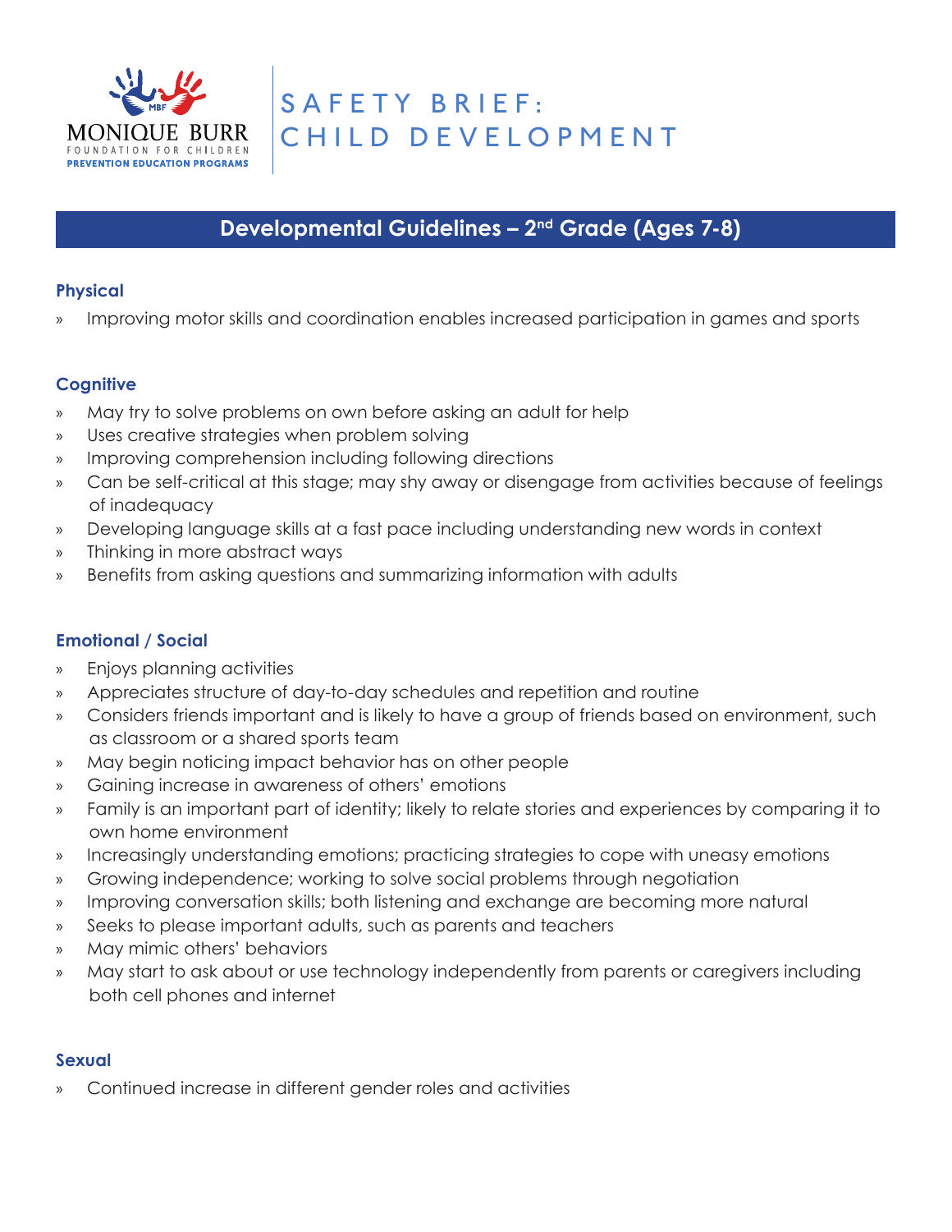MONIQUE BURR FOUNDATION FOR CHILDREN
PREVENTION EDUCATION PROGRAMS

# SAFETY BRIEF: CHILD DEVELOPMENT

## Developmental Guidelines – 2nd Grade (Ages 7-8)

### Physical

- Improving motor skills and coordination enables increased participation in games and sports

### Cognitive

- May try to solve problems on own before asking an adult for help
- Uses creative strategies when problem solving
- Improving comprehension including following directions
- Can be self-critical at this stage; may shy away or disengage from activities because of feelings of inadequacy
- Developing language skills at a fast pace including understanding new words in context
- Thinking in more abstract ways
- Benefits from asking questions and summarizing information with adults

### Emotional / Social

- Enjoys planning activities
- Appreciates structure of day-to-day schedules and repetition and routine
- Considers friends important and is likely to have a group of friends based on environment, such as classroom or a shared sports team
- May begin noticing impact behavior has on other people
- Gaining increase in awareness of others' emotions
- Family is an important part of identity; likely to relate stories and experiences by comparing it to own home environment
- Increasingly understanding emotions; practicing strategies to cope with uneasy emotions
- Growing independence; working to solve social problems through negotiation
- Improving conversation skills; both listening and exchange are becoming more natural
- Seeks to please important adults, such as parents and teachers
- May mimic others' behaviors
- May start to ask about or use technology independently from parents or caregivers including both cell phones and internet

### Sexual

- Continued increase in different gender roles and activities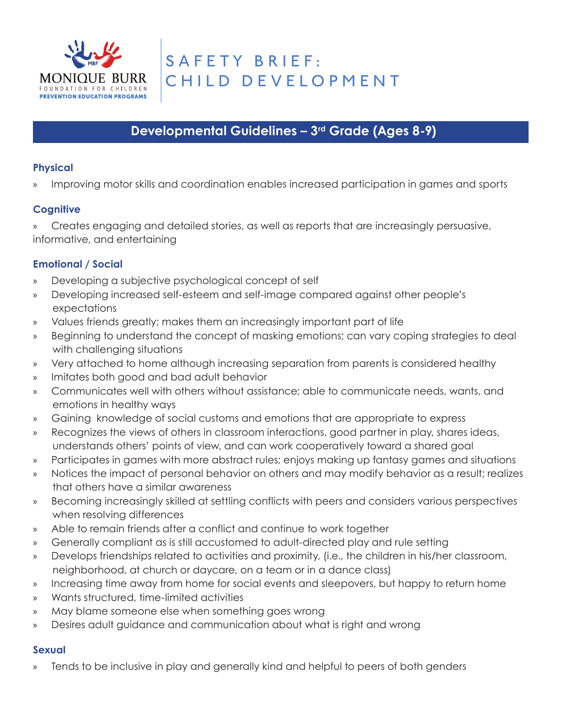# SAFETY BRIEF: CHILD DEVELOPMENT

## Developmental Guidelines – 3rd Grade (Ages 8-9)

### Physical

- Improving motor skills and coordination enables increased participation in games and sports

### Cognitive

- Creates engaging and detailed stories, as well as reports that are increasingly persuasive, informative, and entertaining

### Emotional / Social

- Developing a subjective psychological concept of self
- Developing increased self-esteem and self-image compared against other people's expectations
- Values friends greatly; makes them an increasingly important part of life
- Beginning to understand the concept of masking emotions; can vary coping strategies to deal with challenging situations
- Very attached to home although increasing separation from parents is considered healthy
- Imitates both good and bad adult behavior
- Communicates well with others without assistance; able to communicate needs, wants, and emotions in healthy ways
- Gaining knowledge of social customs and emotions that are appropriate to express
- Recognizes the views of others in classroom interactions, good partner in play, shares ideas, understands others' points of view, and can work cooperatively toward a shared goal
- Participates in games with more abstract rules; enjoys making up fantasy games and situations
- Notices the impact of personal behavior on others and may modify behavior as a result; realizes that others have a similar awareness
- Becoming increasingly skilled at settling conflicts with peers and considers various perspectives when resolving differences
- Able to remain friends after a conflict and continue to work together
- Generally compliant as is still accustomed to adult-directed play and rule setting
- Develops friendships related to activities and proximity, (i.e., the children in his/her classroom, neighborhood, at church or daycare, on a team or in a dance class)
- Increasing time away from home for social events and sleepovers, but happy to return home
- Wants structured, time-limited activities
- May blame someone else when something goes wrong
- Desires adult guidance and communication about what is right and wrong

### Sexual

- Tends to be inclusive in play and generally kind and helpful to peers of both genders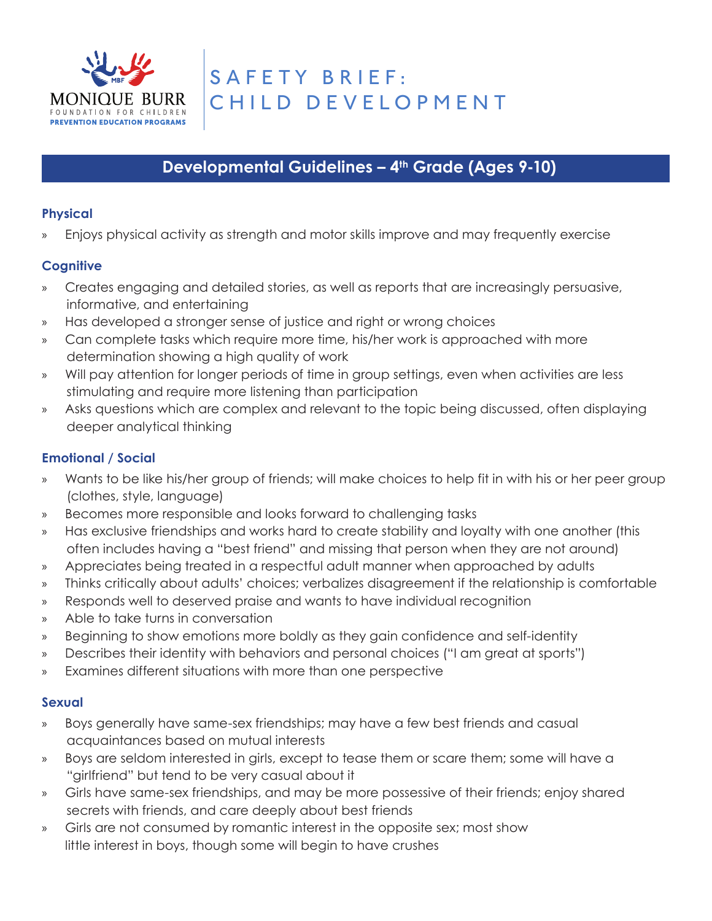# SAFETY BRIEF: CHILD DEVELOPMENT

## Developmental Guidelines – 4th Grade (Ages 9-10)

### Physical

- Enjoys physical activity as strength and motor skills improve and may frequently exercise

### Cognitive

- Creates engaging and detailed stories, as well as reports that are increasingly persuasive, informative, and entertaining
- Has developed a stronger sense of justice and right or wrong choices
- Can complete tasks which require more time, his/her work is approached with more determination showing a high quality of work
- Will pay attention for longer periods of time in group settings, even when activities are less stimulating and require more listening than participation
- Asks questions which are complex and relevant to the topic being discussed, often displaying deeper analytical thinking

### Emotional / Social

- Wants to be like his/her group of friends; will make choices to help fit in with his or her peer group (clothes, style, language)
- Becomes more responsible and looks forward to challenging tasks
- Has exclusive friendships and works hard to create stability and loyalty with one another (this often includes having a "best friend" and missing that person when they are not around)
- Appreciates being treated in a respectful adult manner when approached by adults
- Thinks critically about adults' choices; verbalizes disagreement if the relationship is comfortable
- Responds well to deserved praise and wants to have individual recognition
- Able to take turns in conversation
- Beginning to show emotions more boldly as they gain confidence and self-identity
- Describes their identity with behaviors and personal choices ("I am great at sports")
- Examines different situations with more than one perspective

### Sexual

- Boys generally have same-sex friendships; may have a few best friends and casual acquaintances based on mutual interests
- Boys are seldom interested in girls, except to tease them or scare them; some will have a "girlfriend" but tend to be very casual about it
- Girls have same-sex friendships, and may be more possessive of their friends; enjoy shared secrets with friends, and care deeply about best friends
- Girls are not consumed by romantic interest in the opposite sex; most show little interest in boys, though some will begin to have crushes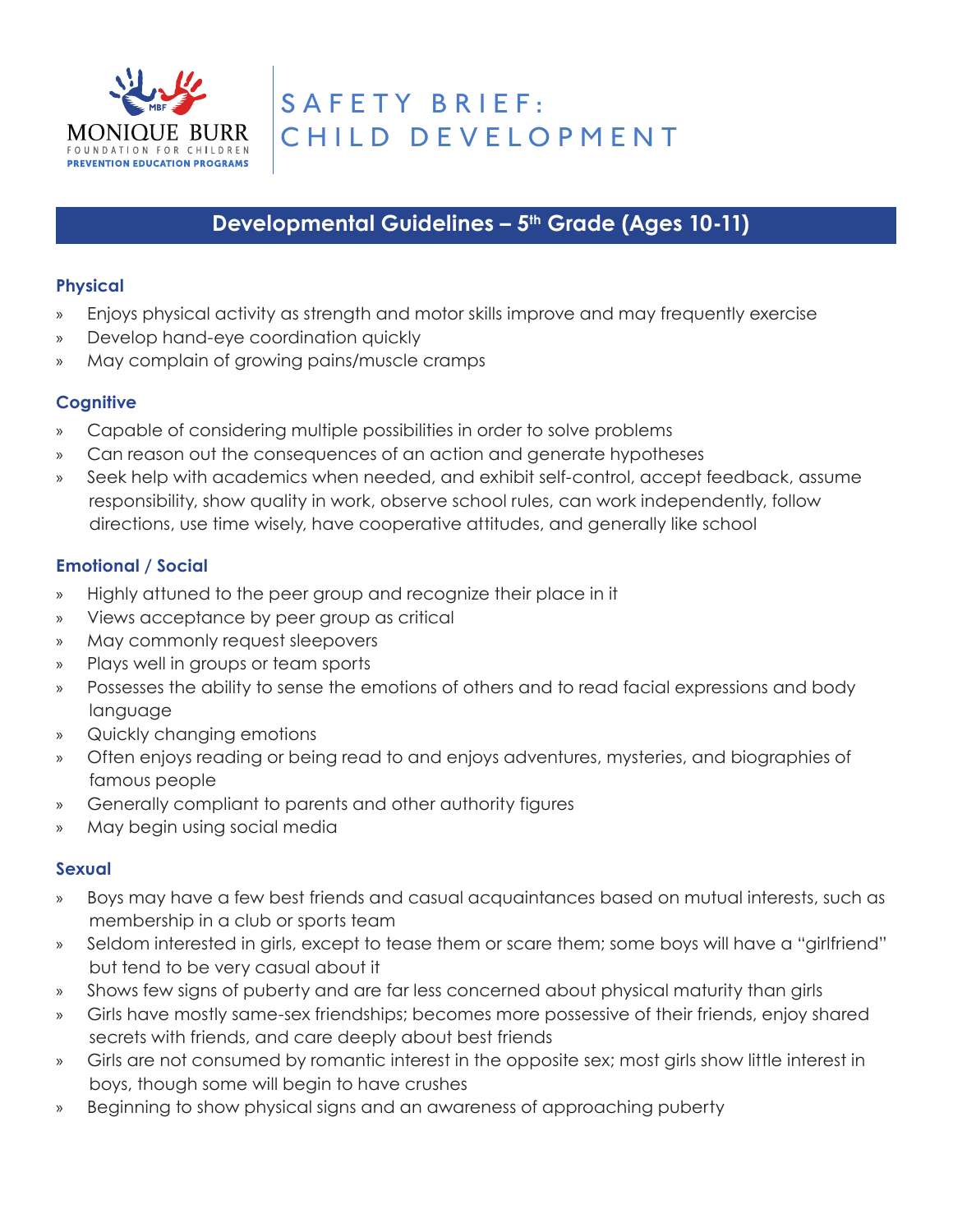MONIQUE BURR FOUNDATION FOR CHILDREN
PREVENTION EDUCATION PROGRAMS

# SAFETY BRIEF: CHILD DEVELOPMENT

## Developmental Guidelines – 5th Grade (Ages 10-11)

### Physical

- Enjoys physical activity as strength and motor skills improve and may frequently exercise
- Develop hand-eye coordination quickly
- May complain of growing pains/muscle cramps

### Cognitive

- Capable of considering multiple possibilities in order to solve problems
- Can reason out the consequences of an action and generate hypotheses
- Seek help with academics when needed, and exhibit self-control, accept feedback, assume responsibility, show quality in work, observe school rules, can work independently, follow directions, use time wisely, have cooperative attitudes, and generally like school

### Emotional / Social

- Highly attuned to the peer group and recognize their place in it
- Views acceptance by peer group as critical
- May commonly request sleepovers
- Plays well in groups or team sports
- Possesses the ability to sense the emotions of others and to read facial expressions and body language
- Quickly changing emotions
- Often enjoys reading or being read to and enjoys adventures, mysteries, and biographies of famous people
- Generally compliant to parents and other authority figures
- May begin using social media

### Sexual

- Boys may have a few best friends and casual acquaintances based on mutual interests, such as membership in a club or sports team
- Seldom interested in girls, except to tease them or scare them; some boys will have a "girlfriend" but tend to be very casual about it
- Shows few signs of puberty and are far less concerned about physical maturity than girls
- Girls have mostly same-sex friendships; becomes more possessive of their friends, enjoy shared secrets with friends, and care deeply about best friends
- Girls are not consumed by romantic interest in the opposite sex; most girls show little interest in boys, though some will begin to have crushes
- Beginning to show physical signs and an awareness of approaching puberty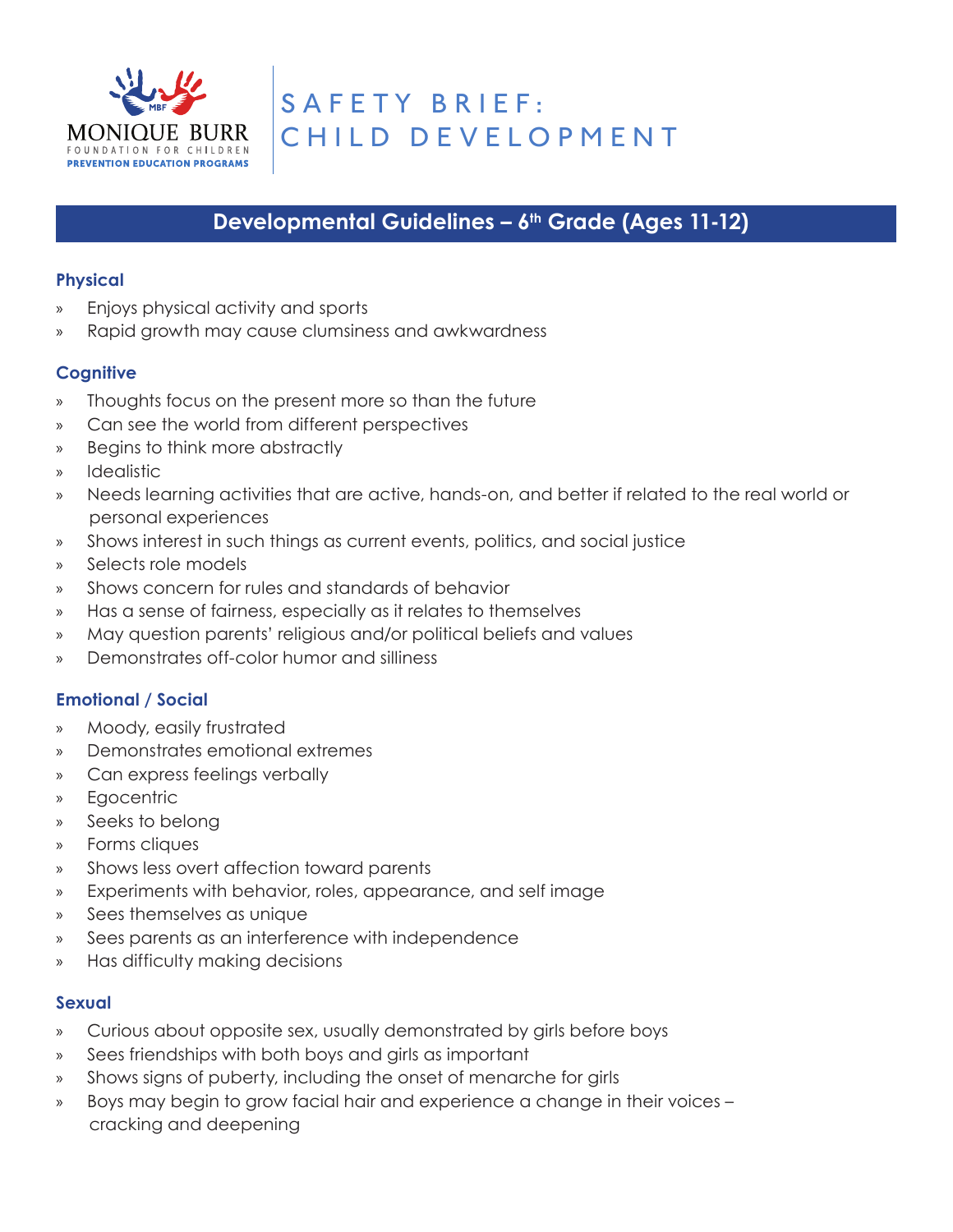# SAFETY BRIEF: CHILD DEVELOPMENT

## Developmental Guidelines – 6th Grade (Ages 11-12)

### Physical

- Enjoys physical activity and sports
- Rapid growth may cause clumsiness and awkwardness

### Cognitive

- Thoughts focus on the present more so than the future
- Can see the world from different perspectives
- Begins to think more abstractly
- Idealistic
- Needs learning activities that are active, hands-on, and better if related to the real world or personal experiences
- Shows interest in such things as current events, politics, and social justice
- Selects role models
- Shows concern for rules and standards of behavior
- Has a sense of fairness, especially as it relates to themselves
- May question parents' religious and/or political beliefs and values
- Demonstrates off-color humor and silliness

### Emotional / Social

- Moody, easily frustrated
- Demonstrates emotional extremes
- Can express feelings verbally
- Egocentric
- Seeks to belong
- Forms cliques
- Shows less overt affection toward parents
- Experiments with behavior, roles, appearance, and self image
- Sees themselves as unique
- Sees parents as an interference with independence
- Has difficulty making decisions

### Sexual

- Curious about opposite sex, usually demonstrated by girls before boys
- Sees friendships with both boys and girls as important
- Shows signs of puberty, including the onset of menarche for girls
- Boys may begin to grow facial hair and experience a change in their voices – cracking and deepening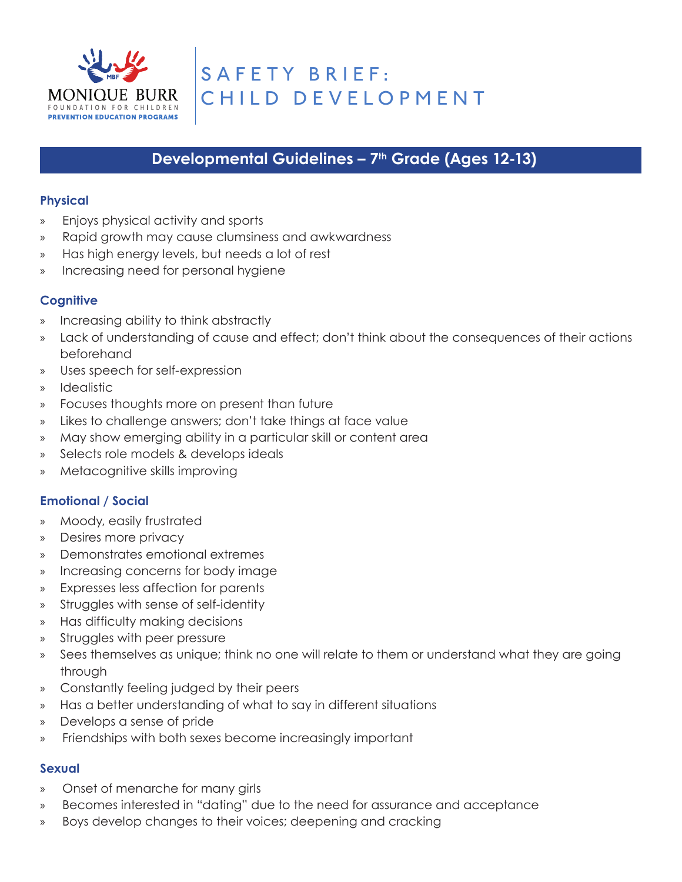MONIQUE BURR FOUNDATION FOR CHILDREN
PREVENTION EDUCATION PROGRAMS

# SAFETY BRIEF: CHILD DEVELOPMENT

## Developmental Guidelines – 7th Grade (Ages 12-13)

### Physical

- Enjoys physical activity and sports
- Rapid growth may cause clumsiness and awkwardness
- Has high energy levels, but needs a lot of rest
- Increasing need for personal hygiene

### Cognitive

- Increasing ability to think abstractly
- Lack of understanding of cause and effect; don't think about the consequences of their actions beforehand
- Uses speech for self-expression
- Idealistic
- Focuses thoughts more on present than future
- Likes to challenge answers; don't take things at face value
- May show emerging ability in a particular skill or content area
- Selects role models & develops ideals
- Metacognitive skills improving

### Emotional / Social

- Moody, easily frustrated
- Desires more privacy
- Demonstrates emotional extremes
- Increasing concerns for body image
- Expresses less affection for parents
- Struggles with sense of self-identity
- Has difficulty making decisions
- Struggles with peer pressure
- Sees themselves as unique; think no one will relate to them or understand what they are going through
- Constantly feeling judged by their peers
- Has a better understanding of what to say in different situations
- Develops a sense of pride
- Friendships with both sexes become increasingly important

### Sexual

- Onset of menarche for many girls
- Becomes interested in "dating" due to the need for assurance and acceptance
- Boys develop changes to their voices; deepening and cracking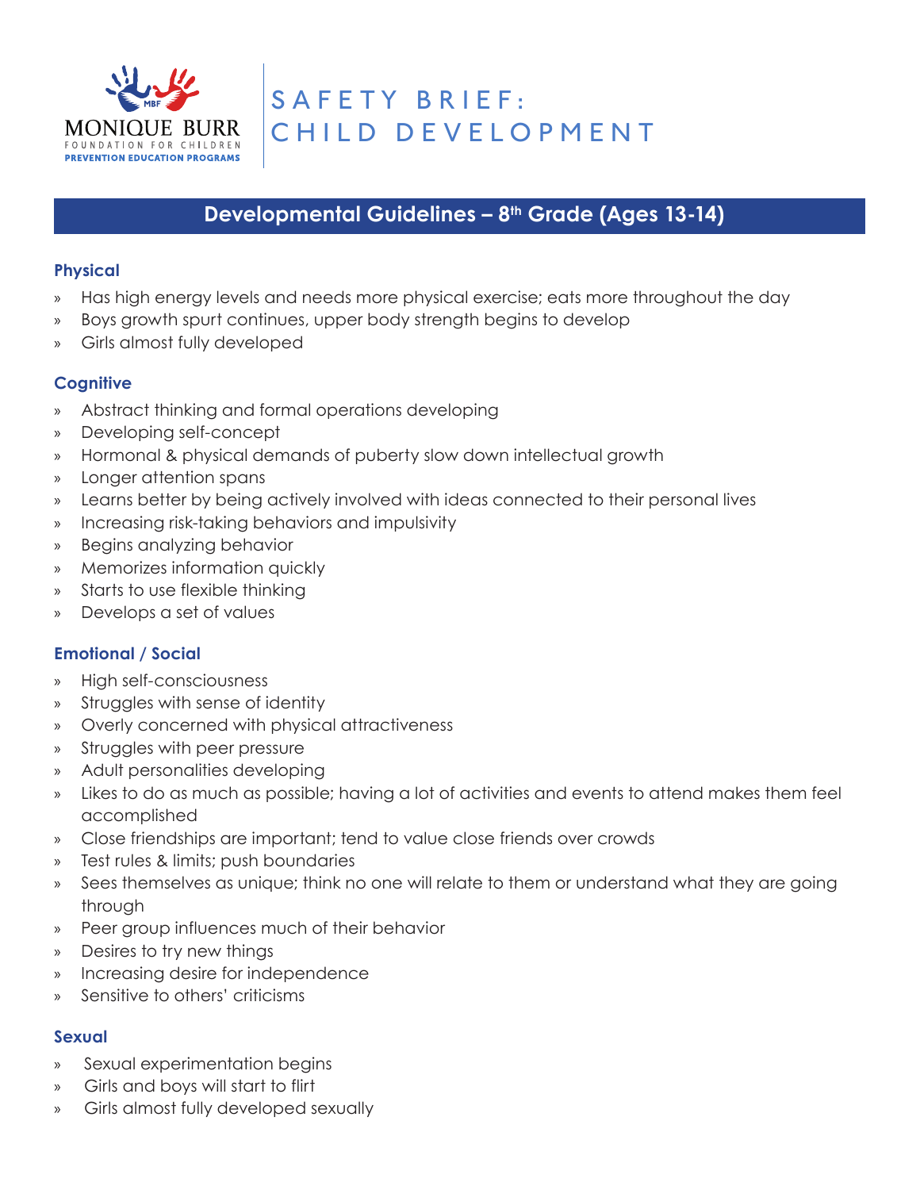MONIQUE BURR FOUNDATION FOR CHILDREN
PREVENTION EDUCATION PROGRAMS

# SAFETY BRIEF: CHILD DEVELOPMENT

## Developmental Guidelines – 8th Grade (Ages 13-14)

### Physical

- Has high energy levels and needs more physical exercise; eats more throughout the day
- Boys growth spurt continues, upper body strength begins to develop
- Girls almost fully developed

### Cognitive

- Abstract thinking and formal operations developing
- Developing self-concept
- Hormonal & physical demands of puberty slow down intellectual growth
- Longer attention spans
- Learns better by being actively involved with ideas connected to their personal lives
- Increasing risk-taking behaviors and impulsivity
- Begins analyzing behavior
- Memorizes information quickly
- Starts to use flexible thinking
- Develops a set of values

### Emotional / Social

- High self-consciousness
- Struggles with sense of identity
- Overly concerned with physical attractiveness
- Struggles with peer pressure
- Adult personalities developing
- Likes to do as much as possible; having a lot of activities and events to attend makes them feel accomplished
- Close friendships are important; tend to value close friends over crowds
- Test rules & limits; push boundaries
- Sees themselves as unique; think no one will relate to them or understand what they are going through
- Peer group influences much of their behavior
- Desires to try new things
- Increasing desire for independence
- Sensitive to others' criticisms

### Sexual

- Sexual experimentation begins
- Girls and boys will start to flirt
- Girls almost fully developed sexually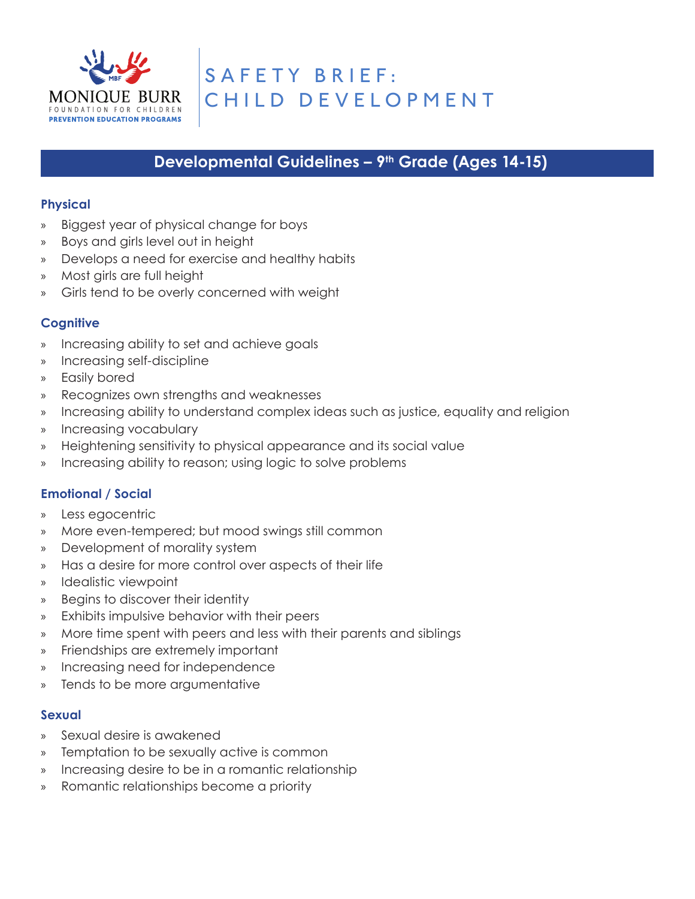MONIQUE BURR FOUNDATION FOR CHILDREN
PREVENTION EDUCATION PROGRAMS

# SAFETY BRIEF: CHILD DEVELOPMENT

## Developmental Guidelines – 9th Grade (Ages 14-15)

### Physical

- Biggest year of physical change for boys
- Boys and girls level out in height
- Develops a need for exercise and healthy habits
- Most girls are full height
- Girls tend to be overly concerned with weight

### Cognitive

- Increasing ability to set and achieve goals
- Increasing self-discipline
- Easily bored
- Recognizes own strengths and weaknesses
- Increasing ability to understand complex ideas such as justice, equality and religion
- Increasing vocabulary
- Heightening sensitivity to physical appearance and its social value
- Increasing ability to reason; using logic to solve problems

### Emotional / Social

- Less egocentric
- More even-tempered; but mood swings still common
- Development of morality system
- Has a desire for more control over aspects of their life
- Idealistic viewpoint
- Begins to discover their identity
- Exhibits impulsive behavior with their peers
- More time spent with peers and less with their parents and siblings
- Friendships are extremely important
- Increasing need for independence
- Tends to be more argumentative

### Sexual

- Sexual desire is awakened
- Temptation to be sexually active is common
- Increasing desire to be in a romantic relationship
- Romantic relationships become a priority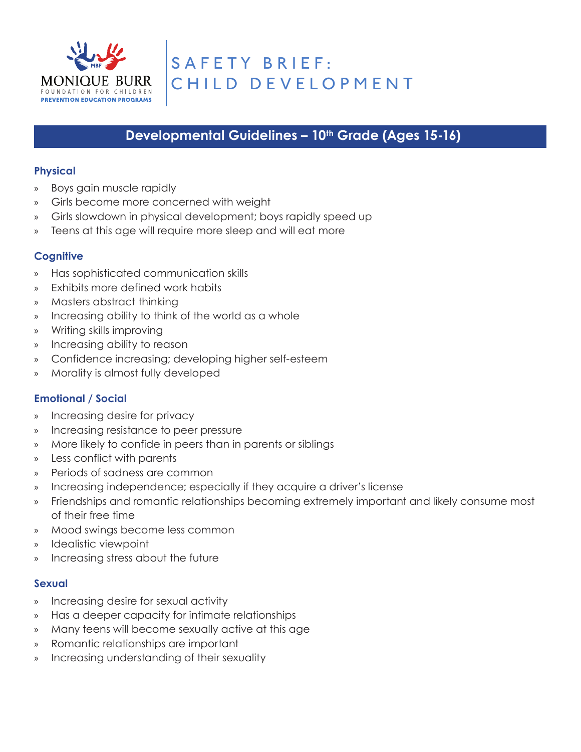MONIQUE BURR FOUNDATION FOR CHILDREN
PREVENTION EDUCATION PROGRAMS

# SAFETY BRIEF: CHILD DEVELOPMENT

## Developmental Guidelines – 10th Grade (Ages 15-16)

### Physical

- Boys gain muscle rapidly
- Girls become more concerned with weight
- Girls slowdown in physical development; boys rapidly speed up
- Teens at this age will require more sleep and will eat more

### Cognitive

- Has sophisticated communication skills
- Exhibits more defined work habits
- Masters abstract thinking
- Increasing ability to think of the world as a whole
- Writing skills improving
- Increasing ability to reason
- Confidence increasing; developing higher self-esteem
- Morality is almost fully developed

### Emotional / Social

- Increasing desire for privacy
- Increasing resistance to peer pressure
- More likely to confide in peers than in parents or siblings
- Less conflict with parents
- Periods of sadness are common
- Increasing independence; especially if they acquire a driver's license
- Friendships and romantic relationships becoming extremely important and likely consume most of their free time
- Mood swings become less common
- Idealistic viewpoint
- Increasing stress about the future

### Sexual

- Increasing desire for sexual activity
- Has a deeper capacity for intimate relationships
- Many teens will become sexually active at this age
- Romantic relationships are important
- Increasing understanding of their sexuality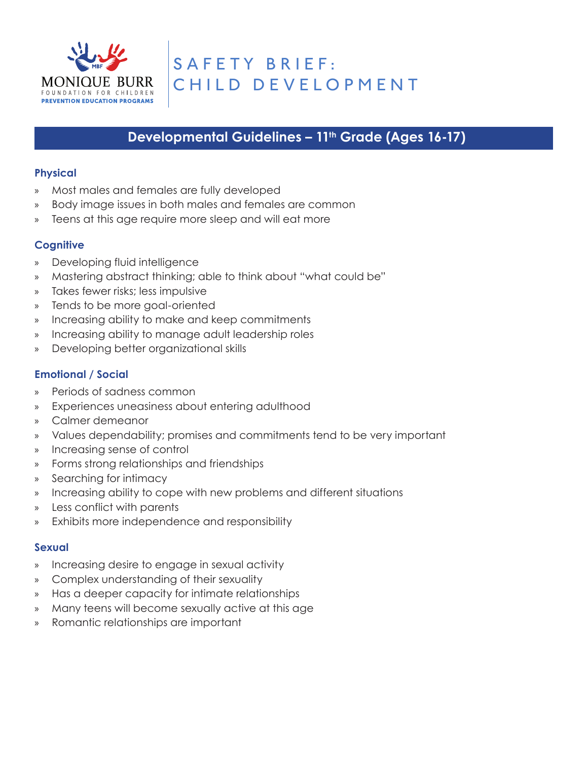MONIQUE BURR
FOUNDATION FOR CHILDREN
PREVENTION EDUCATION PROGRAMS

# SAFETY BRIEF: CHILD DEVELOPMENT

## Developmental Guidelines – 11th Grade (Ages 16-17)

### Physical

- Most males and females are fully developed
- Body image issues in both males and females are common
- Teens at this age require more sleep and will eat more

### Cognitive

- Developing fluid intelligence
- Mastering abstract thinking; able to think about "what could be"
- Takes fewer risks; less impulsive
- Tends to be more goal-oriented
- Increasing ability to make and keep commitments
- Increasing ability to manage adult leadership roles
- Developing better organizational skills

### Emotional / Social

- Periods of sadness common
- Experiences uneasiness about entering adulthood
- Calmer demeanor
- Values dependability; promises and commitments tend to be very important
- Increasing sense of control
- Forms strong relationships and friendships
- Searching for intimacy
- Increasing ability to cope with new problems and different situations
- Less conflict with parents
- Exhibits more independence and responsibility

### Sexual

- Increasing desire to engage in sexual activity
- Complex understanding of their sexuality
- Has a deeper capacity for intimate relationships
- Many teens will become sexually active at this age
- Romantic relationships are important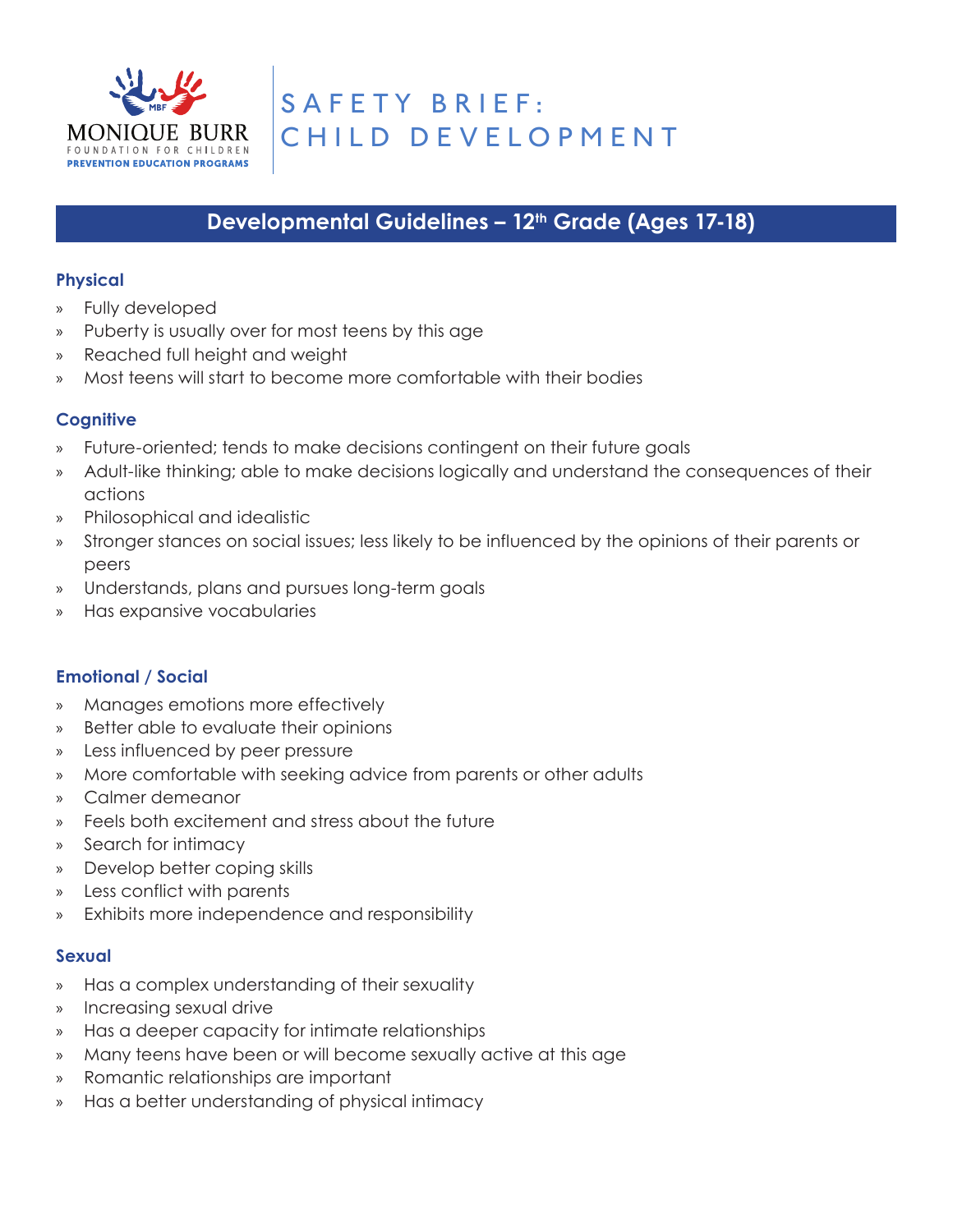MONIQUE BURR FOUNDATION FOR CHILDREN
PREVENTION EDUCATION PROGRAMS

# SAFETY BRIEF: CHILD DEVELOPMENT

## Developmental Guidelines – 12th Grade (Ages 17-18)

### Physical

- Fully developed
- Puberty is usually over for most teens by this age
- Reached full height and weight
- Most teens will start to become more comfortable with their bodies

### Cognitive

- Future-oriented; tends to make decisions contingent on their future goals
- Adult-like thinking; able to make decisions logically and understand the consequences of their actions
- Philosophical and idealistic
- Stronger stances on social issues; less likely to be influenced by the opinions of their parents or peers
- Understands, plans and pursues long-term goals
- Has expansive vocabularies

### Emotional / Social

- Manages emotions more effectively
- Better able to evaluate their opinions
- Less influenced by peer pressure
- More comfortable with seeking advice from parents or other adults
- Calmer demeanor
- Feels both excitement and stress about the future
- Search for intimacy
- Develop better coping skills
- Less conflict with parents
- Exhibits more independence and responsibility

### Sexual

- Has a complex understanding of their sexuality
- Increasing sexual drive
- Has a deeper capacity for intimate relationships
- Many teens have been or will become sexually active at this age
- Romantic relationships are important
- Has a better understanding of physical intimacy